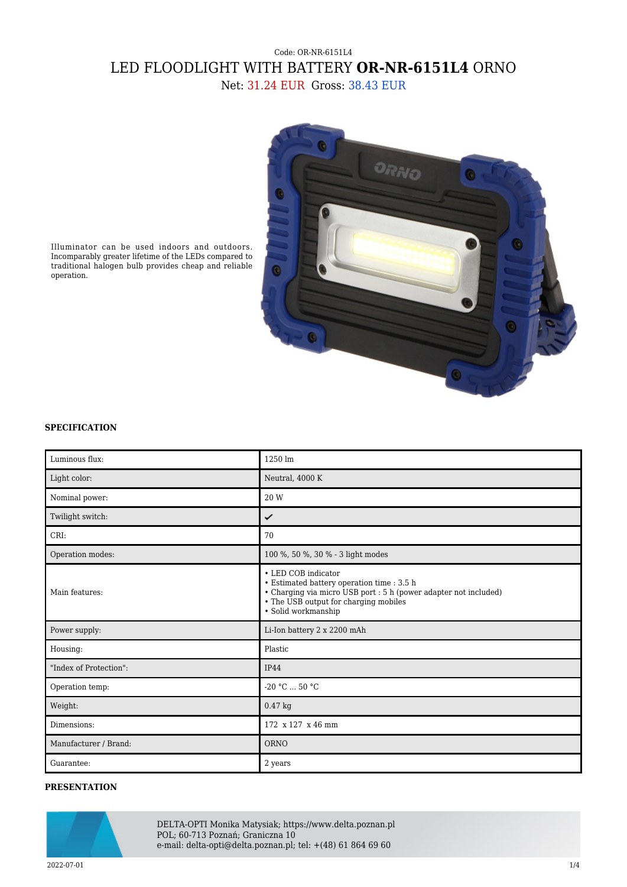Code: OR-NR-6151L4

# LED FLOODLIGHT WITH BATTERY **OR-NR-6151L4** ORNO

Net: 31.24 EUR Gross: 38.43 EUR

Illuminator can be used indoors and outdoors. Incomparably greater lifetime of the LEDs compared to traditional halogen bulb provides cheap and reliable operation.

## SPECIFICATION

| | |
|---|---|
| Luminous flux: | 1250 lm |
| Light color: | Neutral, 4000 K |
| Nominal power: | 20 W |
| Twilight switch: | ✔ |
| CRI: | 70 |
| Operation modes: | 100 %, 50 %, 30 % - 3 light modes |
| Main features: | • LED COB indicator<br>• Estimated battery operation time : 3.5 h<br>• Charging via micro USB port : 5 h (power adapter not included)<br>• The USB output for charging mobiles<br>• Solid workmanship |
| Power supply: | Li-Ion battery 2 x 2200 mAh |
| Housing: | Plastic |
| "Index of Protection": | IP44 |
| Operation temp: | -20 °C ... 50 °C |
| Weight: | 0.47 kg |
| Dimensions: | 172 x 127 x 46 mm |
| Manufacturer / Brand: | ORNO |
| Guarantee: | 2 years |

## PRESENTATION

DELTA-OPTI Monika Matysiak; https://www.delta.poznan.pl
POL; 60-713 Poznań; Graniczna 10
e-mail: delta-opti@delta.poznan.pl; tel: +(48) 61 864 69 60

2022-07-01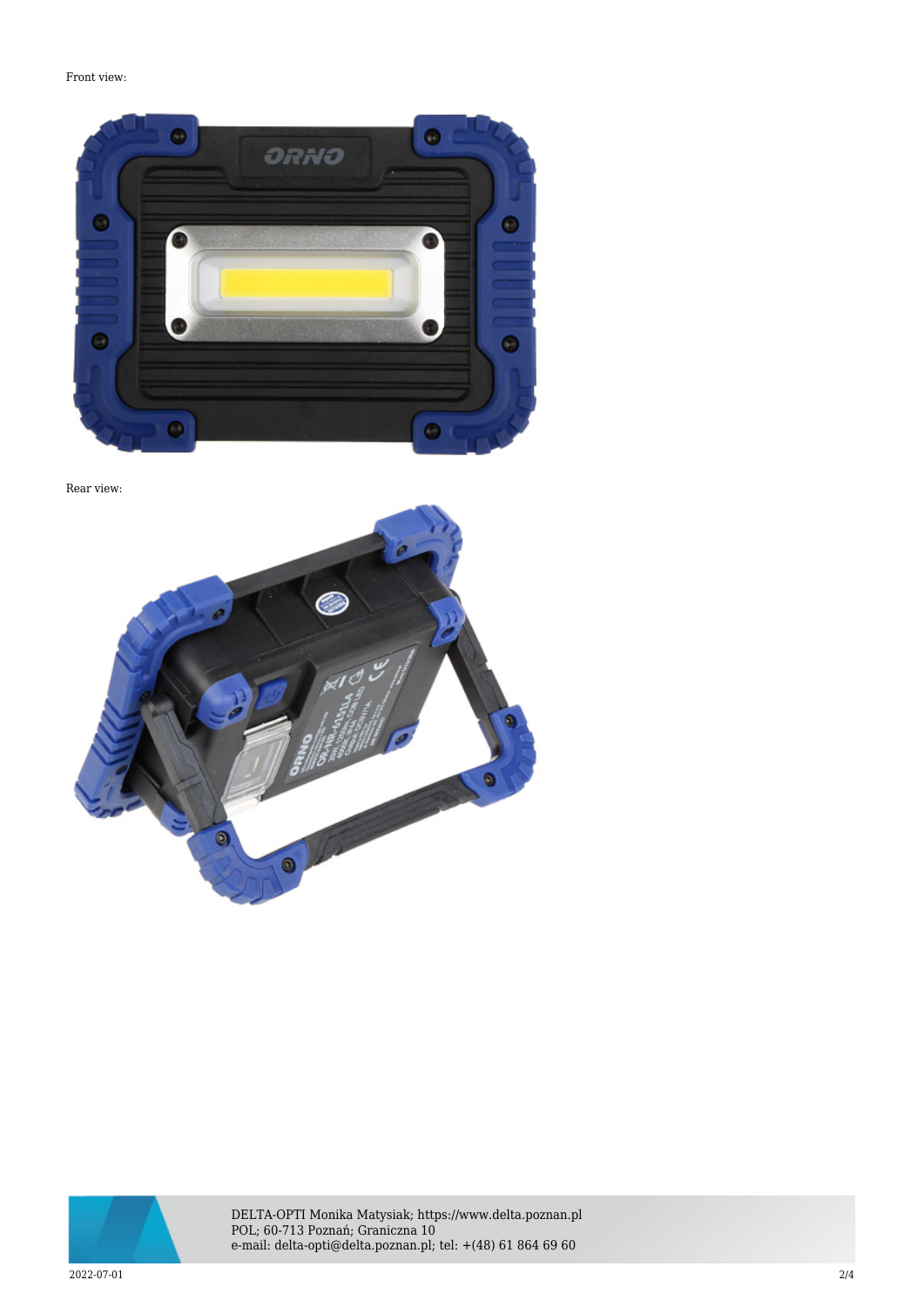Front view:

Rear view: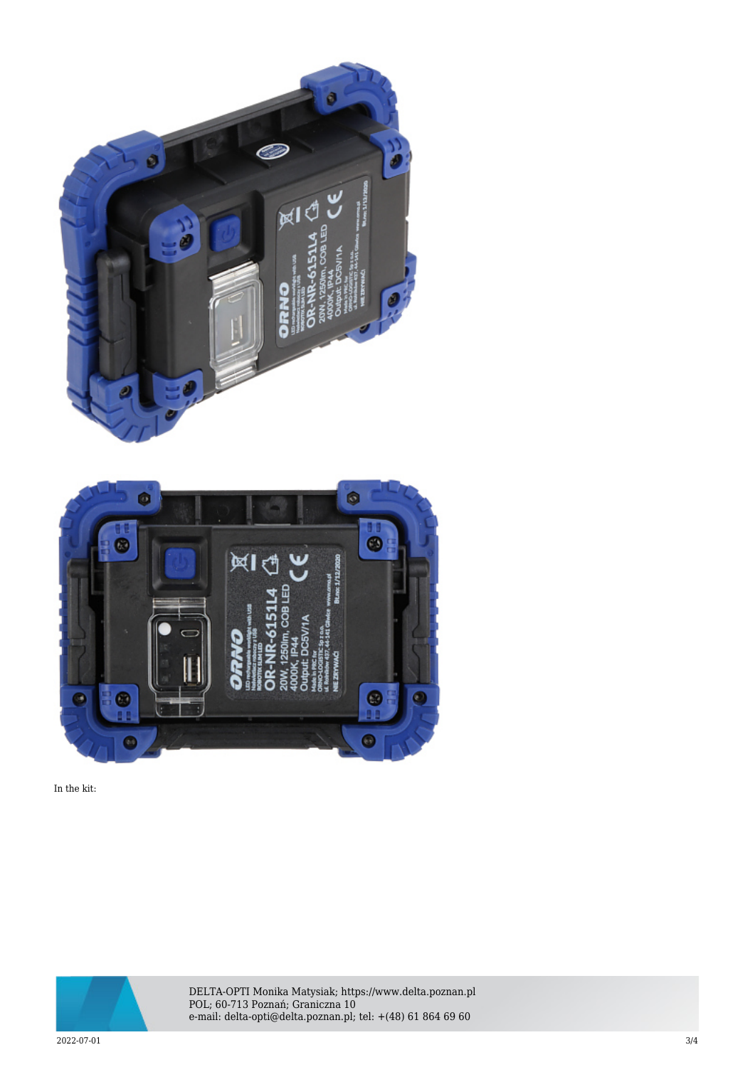In the kit: